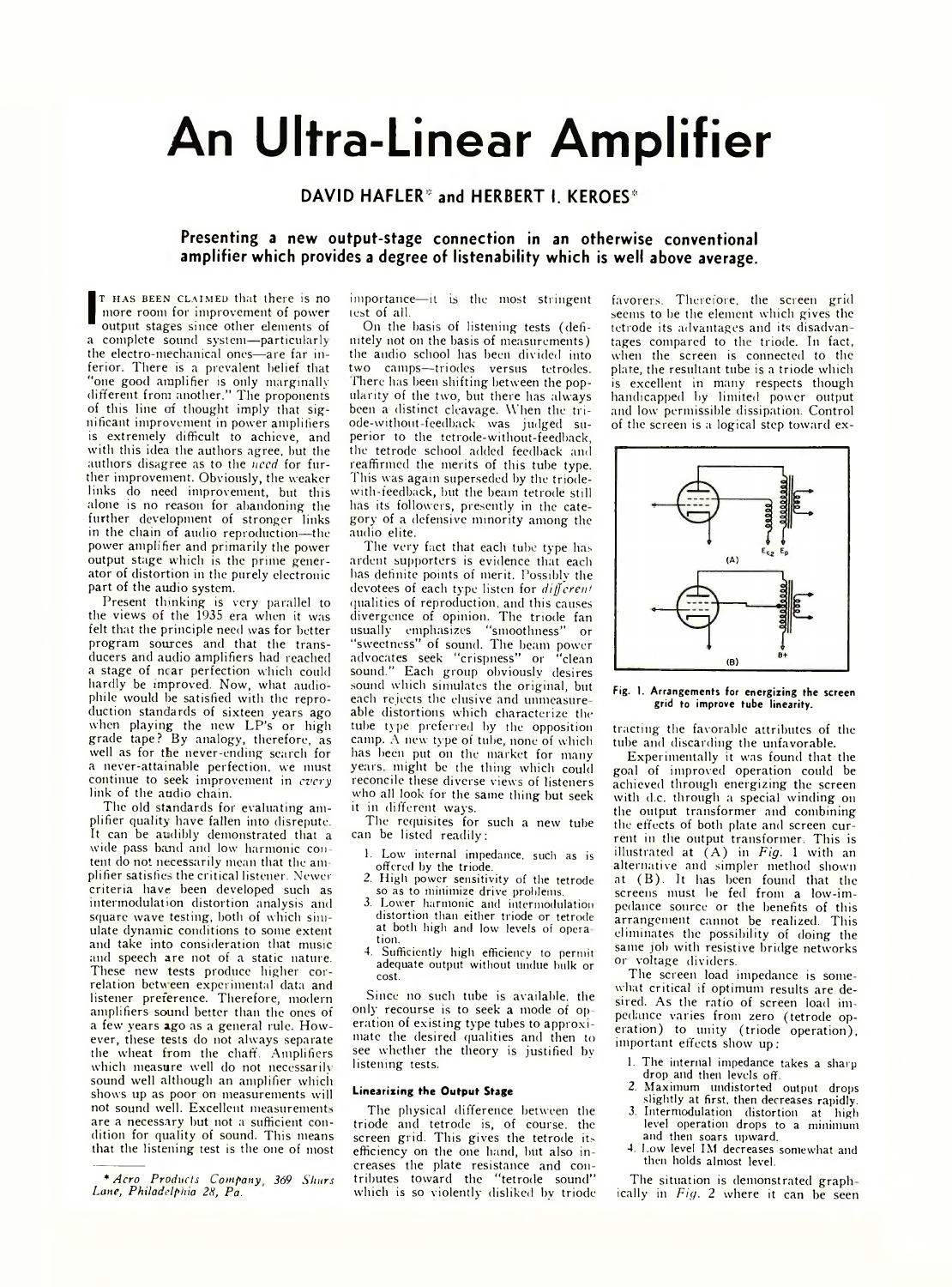# An Ultra-Linear Amplifier

**DAVID HAFLER\* and HERBERT I. KEROES\***

**Presenting a new output-stage connection in an otherwise conventional amplifier which provides a degree of listenability which is well above average.**

It has been claimed that there is no more room for improvement of power output stages since other elements of a complete sound system—particularly the electro-mechanical ones—are far inferior. There is a prevalent belief that "one good amplifier is only marginally different from another." The proponents of this line of thought imply that significant improvement in power amplifiers is extremely difficult to achieve, and with this idea the authors agree, but the authors disagree as to the *need* for further improvement. Obviously, the weaker links do need improvement, but this alone is no reason for abandoning the further development of stronger links in the chain of audio reproduction—the power amplifier and primarily the power output stage which is the prime generator of distortion in the purely electronic part of the audio system.

Present thinking is very parallel to the views of the 1935 era when it was felt that the principle need was for better program sources and that the transducers and audio amplifiers had reached a stage of near perfection which could hardly be improved. Now, what audiophile would be satisfied with the reproduction standards of sixteen years ago when playing the new LP's or high grade tape? By analogy, therefore, as well as for the never-ending search for a never-attainable perfection, we must continue to seek improvement in *every* link of the audio chain.

The old standards for evaluating amplifier quality have fallen into disrepute. It can be audibly demonstrated that a wide pass band and low harmonic content do not necessarily mean that the amplifier satisfies the critical listener. Newer criteria have been developed such as intermodulation distortion analysis and square wave testing, both of which simulate dynamic conditions to some extent and take into consideration that music and speech are not of a static nature. These new tests produce higher correlation between experimental data and listener preference. Therefore, modern amplifiers sound better than the ones of a few years ago as a general rule. However, these tests do not always separate the wheat from the chaff. Amplifiers which measure well do not necessarily sound well although an amplifier which shows up as poor on measurements will not sound well. Excellent measurements are a necessary but not a sufficient condition for quality of sound. This means that the listening test is the one of most importance—it is the most stringent test of all.

On the basis of listening tests (definitely not on the basis of measurements) the audio school has been divided into two camps—triodes versus tetrodes. There has been shifting between the popularity of the two, but there has always been a distinct cleavage. When the triode-without-feedback was judged superior to the tetrode-without-feedback, the tetrode school added feedback and reaffirmed the merits of this tube type. This was again superseded by the triode-with-feedback, but the beam tetrode still has its followers, presently in the category of a defensive minority among the audio elite.

The very fact that each tube type has ardent supporters is evidence that each has definite points of merit. Possibly the devotees of each type listen for *different* qualities of reproduction, and this causes divergence of opinion. The triode fan usually emphasizes "smoothness" or "sweetness" of sound. The beam power advocates seek "crispness" or "clean sound." Each group obviously desires sound which simulates the original, but each rejects the elusive and unmeasureable distortions which characterize the tube type preferred by the opposition camp. A new type of tube, none of which has been put on the market for many years, might be the thing which could reconcile these diverse views of listeners who all look for the same thing but seek it in different ways.

The requisites for such a new tube can be listed readily:

1. Low internal impedance, such as is offered by the triode.
2. High power sensitivity of the tetrode so as to minimize drive problems.
3. Lower harmonic and intermodulation distortion than either triode or tetrode at both high and low levels of operation.
4. Sufficiently high efficiency to permit adequate output without undue bulk or cost.

Since no such tube is available, the only recourse is to seek a mode of operation of existing type tubes to approximate the desired qualities and then to see whether the theory is justified by listening tests.

### Linearizing the Output Stage

The physical difference between the triode and tetrode is, of course, the screen grid. This gives the tetrode its efficiency on the one hand, but also increases the plate resistance and contributes toward the "tetrode sound" which is so violently disliked by triode favorers. Therefore, the screen grid seems to be the element which gives the tetrode its advantages and its disadvantages compared to the triode. In fact, when the screen is connected to the plate, the resultant tube is a triode which is excellent in many respects though handicapped by limited power output and low permissible dissipation. Control of the screen is a logical step toward extracting the favorable attributes of the tube and discarding the unfavorable.

Fig. 1. Arrangements for energizing the screen grid to improve tube linearity.

Experimentally it was found that the goal of improved operation could be achieved through energizing the screen with d.c. through a special winding on the output transformer and combining the effects of both plate and screen current in the output transformer. This is illustrated at (A) in *Fig.* 1 with an alternative and simpler method shown at (B). It has been found that the screens must be fed from a low-impedance source or the benefits of this arrangement cannot be realized. This eliminates the possibility of doing the same job with resistive bridge networks or voltage dividers.

The screen load impedance is somewhat critical if optimum results are desired. As the ratio of screen load impedance varies from zero (tetrode operation) to unity (triode operation), important effects show up:

1. The internal impedance takes a sharp drop and then levels off.
2. Maximum undistorted output drops slightly at first, then decreases rapidly.
3. Intermodulation distortion at high level operation drops to a minimum and then soars upward.
4. Low level IM decreases somewhat and then holds almost level.

The situation is demonstrated graphically in *Fig.* 2 where it can be seen

\* *Acro Products Company, 369 Shurs Lane, Philadelphia 28, Pa.*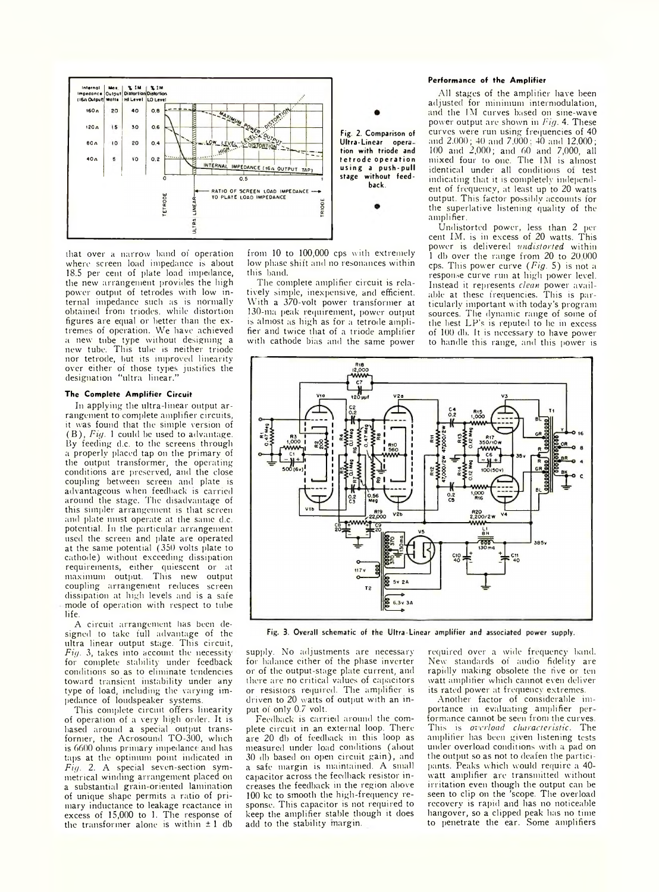Fig. 2. Comparison of Ultra-Linear operation with triode and tetrode operation using a push-pull stage without feedback.

that over a narrow band of operation where screen load impedance is about 18.5 per cent of plate load impedance, the new arrangement provides the high power output of tetrodes with low internal impedance such as is normally obtained from triodes, while distortion figures are equal or better than the extremes of operation. We have achieved a new tube type without designing a new tube. This tube is neither triode nor tetrode, but its improved linearity over either of those types justifies the designation "ultra linear."

### The Complete Amplifier Circuit

In applying the ultra-linear output arrangement to complete amplifier circuits, it was found that the simple version of (B), *Fig.* 1 could be used to advantage. By feeding d.c. to the screens through a properly placed tap on the primary of the output transformer, the operating conditions are preserved, and the close coupling between screen and plate is advantageous when feedback is carried around the stage. The disadvantage of this simpler arrangement is that screen and plate must operate at the same d.c. potential. In the particular arrangement used the screen and plate are operated at the same potential (350 volts plate to cathode) without exceeding dissipation requirements, either quiescent or at maximum output. This new output coupling arrangement reduces screen dissipation at high levels and is a safe mode of operation with respect to tube life.

A circuit arrangement has been designed to take full advantage of the ultra linear output stage. This circuit, *Fig.* 3, takes into account the necessity for complete stability under feedback conditions so as to eliminate tendencies toward transient instability under any type of load, including the varying impedance of loudspeaker systems.

This complete circuit offers linearity of operation of a very high order. It is based around a special output transformer, the Acrosound TO-300, which is 6600 ohms primary impedance and has taps at the optimum point indicated in *Fig.* 2. A special seven-section symmetrical winding arrangement placed on a substantial grain-oriented lamination of unique shape permits a ratio of primary inductance to leakage reactance in excess of 15,000 to 1. The response of the transformer alone is within ±1 db from 10 to 100,000 cps with extremely low phase shift and no resonances within this band.

The complete amplifier circuit is relatively simple, inexpensive, and efficient. With a 370-volt power transformer at 130-ma peak requirement, power output is almost as high as for a tetrode amplifier and twice that of a triode amplifier with cathode bias and the same power supply. No adjustments are necessary for balance either of the phase inverter or of the output-stage plate current, and there are no critical values of capacitors or resistors required. The amplifier is driven to 20 watts of output with an input of only 0.7 volt.

Fig. 3. Overall schematic of the Ultra-Linear amplifier and associated power supply.

Feedback is carried around the complete circuit in an external loop. There are 20 db of feedback in this loop as measured under load conditions (about 30 db based on open circuit gain), and a safe margin is maintained. A small capacitor across the feedback resistor increases the feedback in the region above 100 kc to smooth the high-frequency response. This capacitor is not required to keep the amplifier stable though it does add to the stability margin.

### Performance of the Amplifier

All stages of the amplifier have been adjusted for minimum intermodulation, and the IM curves based on sine-wave power output are shown in *Fig.* 4. These curves were run using frequencies of 40 and 2,000; 40 and 7,000; 40 and 12,000; 100 and 2,000; and 60 and 7,000, all mixed four to one. The IM is almost identical under all conditions of test indicating that it is completely independent of frequency, at least up to 20 watts output. This factor possibly accounts for the superlative listening quality of the amplifier.

Undistorted power, less than 2 per cent IM, is in excess of 20 watts. This power is delivered *undistorted* within 1 db over the range from 20 to 20,000 cps. This power curve (*Fig.* 5) is not a response curve run at high power level. Instead it represents *clean* power available at these frequencies. This is particularly important with today's program sources. The dynamic range of some of the best LP's is reputed to be in excess of 100 db. It is necessary to have power to handle this range, and this power is required over a wide frequency band. New standards of audio fidelity are rapidly making obsolete the five or ten watt amplifier which cannot even deliver its rated power at frequency extremes.

Another factor of considerable importance in evaluating amplifier performance cannot be seen from the curves. This is *overload characteristic*. The amplifier has been given listening tests under overload conditions with a pad on the output so as not to deafen the participants. Peaks which would require a 40-watt amplifier are transmitted without irritation even though the output can be seen to clip on the 'scope. The overload recovery is rapid and has no noticeable hangover, so a clipped peak has no time to penetrate the ear. Some amplifiers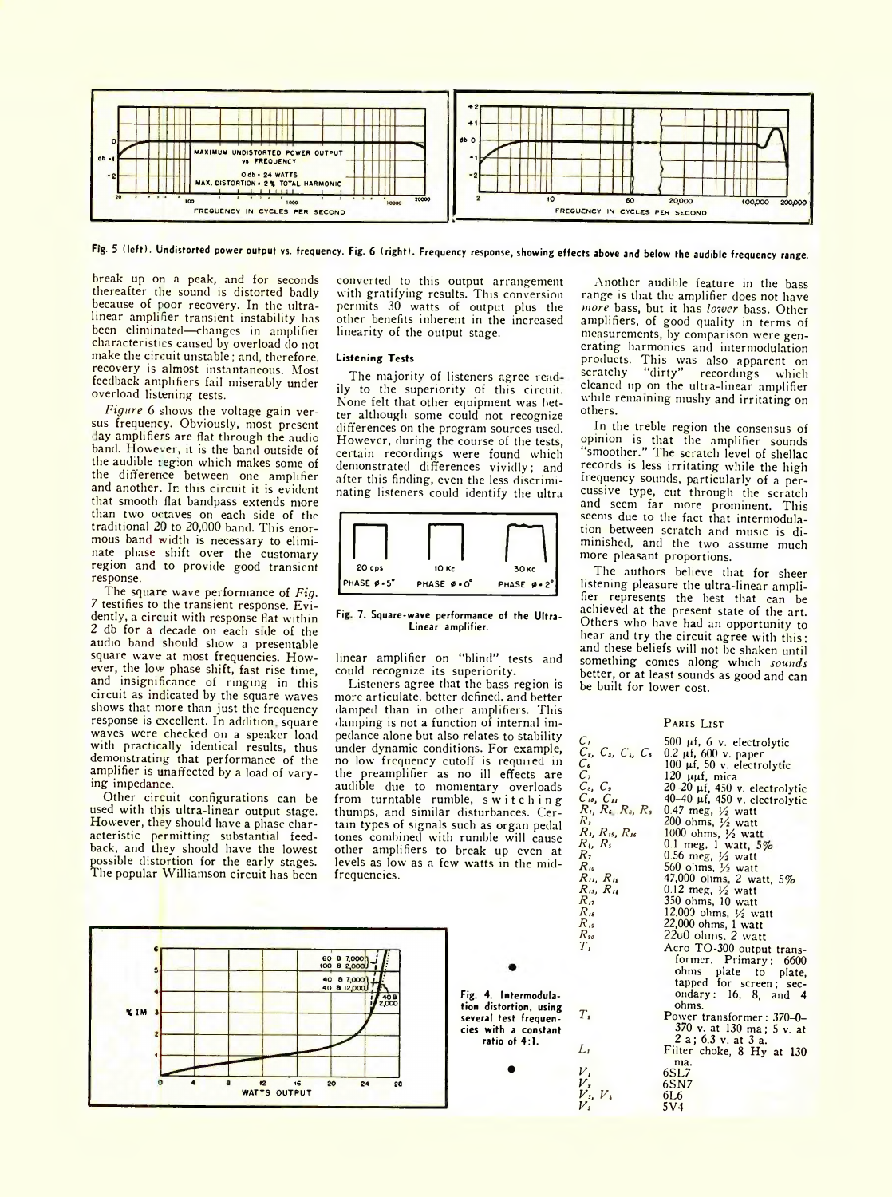MAXIMUM UNDISTORTED POWER OUTPUT vs FREQUENCY

0 db = 24 WATTS

MAX. DISTORTION = 2% TOTAL HARMONIC

db

0

-1

-2

20

100

1000

10000

20000

FREQUENCY IN CYCLES PER SECOND

+2

+1

db 0

-1

-2

2

10

60

20,000

100,000

200,000

FREQUENCY IN CYCLES PER SECOND

Fig. 5 (left). Undistorted power output vs. frequency. Fig. 6 (right). Frequency response, showing effects above and below the audible frequency range.

break up on a peak, and for seconds thereafter the sound is distorted badly because of poor recovery. In the ultra-linear amplifier transient instability has been eliminated—changes in amplifier characteristics caused by overload do not make the circuit unstable; and, therefore, recovery is almost instantaneous. Most feedback amplifiers fail miserably under overload listening tests.

*Figure 6* shows the voltage gain versus frequency. Obviously, most present day amplifiers are flat through the audio band. However, it is the band outside of the audible region which makes some of the difference between one amplifier and another. In this circuit it is evident that smooth flat bandpass extends more than two octaves on each side of the traditional 20 to 20,000 band. This enormous band width is necessary to eliminate phase shift over the customary region and to provide good transient response.

The square wave performance of *Fig. 7* testifies to the transient response. Evidently, a circuit with response flat within 2 db for a decade on each side of the audio band should show a presentable square wave at most frequencies. However, the low phase shift, fast rise time, and insignificance of ringing in this circuit as indicated by the square waves shows that more than just the frequency response is excellent. In addition, square waves were checked on a speaker load with practically identical results, thus demonstrating that performance of the amplifier is unaffected by a load of varying impedance.

Other circuit configurations can be used with this ultra-linear output stage. However, they should have a phase characteristic permitting substantial feedback, and they should have the lowest possible distortion for the early stages. The popular Williamson circuit has been converted to this output arrangement with gratifying results. This conversion permits 30 watts of output plus the other benefits inherent in the increased linearity of the output stage.

### Listening Tests

The majority of listeners agree readily to the superiority of this circuit. None felt that other equipment was better although some could not recognize differences on the program sources used. However, during the course of the tests, certain recordings were found which demonstrated differences vividly; and after this finding, even the less discriminating listeners could identify the ultra linear amplifier on "blind" tests and could recognize its superiority.

20 cps PHASE ∅ = 5°

10 Kc PHASE ∅ = 0°

30 Kc PHASE ∅ = 2°

Fig. 7. Square-wave performance of the Ultra-Linear amplifier.

Listeners agree that the bass region is more articulate, better defined, and better damped than in other amplifiers. This damping is not a function of internal impedance alone but also relates to stability under dynamic conditions. For example, no low frequency cutoff is required in the preamplifier as no ill effects are audible due to momentary overloads from turntable rumble, switching thumps, and similar disturbances. Certain types of signals such as organ pedal tones combined with rumble will cause other amplifiers to break up even at levels as low as a few watts in the mid-frequencies.

Another audible feature in the bass range is that the amplifier does not have *more* bass, but it has *lower* bass. Other amplifiers, of good quality in terms of measurements, by comparison were generating harmonics and intermodulation products. This was also apparent on scratchy "dirty" recordings which cleaned up on the ultra-linear amplifier while remaining mushy and irritating on others.

In the treble region the consensus of opinion is that the amplifier sounds "smoother." The scratch level of shellac records is less irritating while the high frequency sounds, particularly of a percussive type, cut through the scratch and seem far more prominent. This seems due to the fact that intermodulation between scratch and music is diminished, and the two assume much more pleasant proportions.

The authors believe that for sheer listening pleasure the ultra-linear amplifier represents the best that can be achieved at the present state of the art. Others who have had an opportunity to hear and try the circuit agree with this; and these beliefs will not be shaken until something comes along which *sounds* better, or at least sounds as good and can be built for lower cost.

PARTS LIST

| | |
|---|---|
| $C_1$ | 500 μf, 6 v. electrolytic |
| $C_2$, $C_3$, $C_5$, $C_6$ | 0.2 μf, 600 v. paper |
| $C_4$ | 100 μf, 50 v. electrolytic |
| $C_7$ | 120 μμf, mica |
| $C_8$, $C_9$ | 20-20 μf, 450 v. electrolytic |
| $C_{10}$, $C_{11}$ | 40-40 μf, 450 v. electrolytic |
| $R_1$, $R_6$, $R_8$, $R_9$ | 0.47 meg, ½ watt |
| $R_2$ | 200 ohms, ½ watt |
| $R_3$, $R_{15}$, $R_{16}$ | 1000 ohms, ½ watt |
| $R_4$, $R_5$ | 0.1 meg, 1 watt, 5% |
| $R_7$ | 0.56 meg, ½ watt |
| $R_{10}$ | 560 ohms, ½ watt |
| $R_{11}$, $R_{12}$ | 47,000 ohms, 2 watt, 5% |
| $R_{13}$, $R_{14}$ | 0.12 meg, ½ watt |
| $R_{17}$ | 350 ohms, 10 watt |
| $R_{18}$ | 12,000 ohms, ½ watt |
| $R_{19}$ | 22,000 ohms, 1 watt |
| $R_{20}$ | 2200 ohms, 2 watt |
| $T_1$ | Acro TO-300 output transformer. Primary: 6600 ohms plate to plate, tapped for screen; secondary: 16, 8, and 4 ohms. |
| $T_2$ | Power transformer: 370-0-370 v. at 130 ma; 5 v. at 2 a; 6.3 v. at 3 a. |
| $L_1$ | Filter choke, 8 Hy at 130 ma. |
| $V_1$ | 6SL7 |
| $V_2$ | 6SN7 |
| $V_3$, $V_4$ | 6L6 |
| $V_5$ | 5V4 |

% IM

0

1

2

3

4

5

6

0

4

8

12

16

20

24

28

WATTS OUTPUT

60 & 7,000

100 & 2,000

40 & 7,000

40 & 12,000

40 & 2,000

Fig. 4. Intermodulation distortion, using several test frequencies with a constant ratio of 4:1.